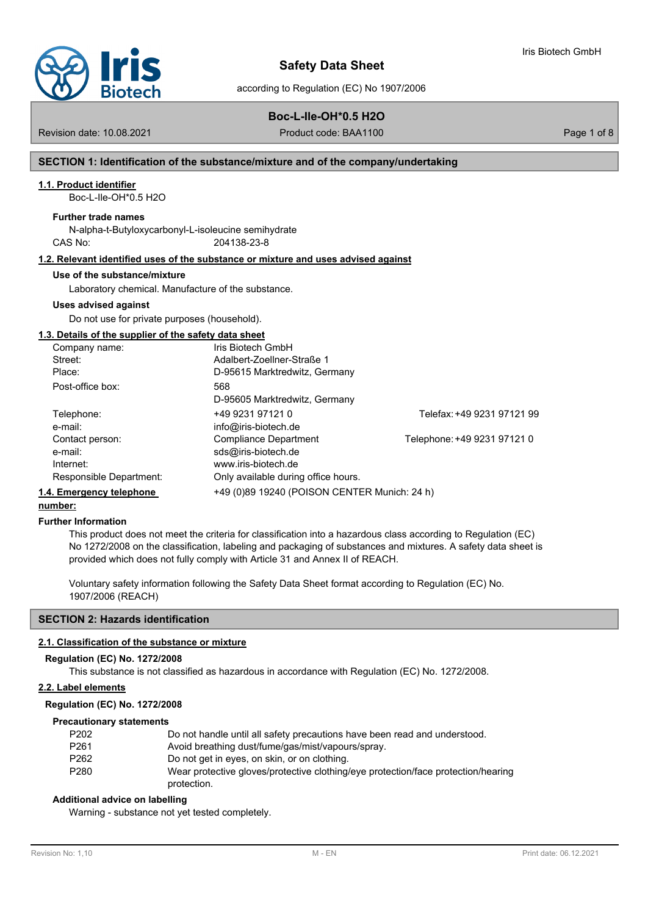# Safety Data Sheet

according to Regulation (EC) No 1907/2006

Iris Biotech GmbH

**Boc-L-Ile-OH*0.5 H2O**

Revision date: 10.08.2021 | Product code: BAA1100

## SECTION 1: Identification of the substance/mixture and of the company/undertaking

### 1.1. Product identifier

Boc-L-Ile-OH*0.5 H2O

**Further trade names**

N-alpha-t-Butyloxycarbonyl-L-isoleucine semihydrate

CAS No: 204138-23-8

### 1.2. Relevant identified uses of the substance or mixture and uses advised against

**Use of the substance/mixture**

Laboratory chemical. Manufacture of the substance.

**Uses advised against**

Do not use for private purposes (household).

### 1.3. Details of the supplier of the safety data sheet

| | | |
|---|---|---|
| Company name: | Iris Biotech GmbH | |
| Street: | Adalbert-Zoellner-Straße 1 | |
| Place: | D-95615 Marktredwitz, Germany | |
| Post-office box: | 568<br>D-95605 Marktredwitz, Germany | |
| Telephone: | +49 9231 97121 0 | Telefax: +49 9231 97121 99 |
| e-mail: | info@iris-biotech.de | |
| Contact person: | Compliance Department | Telephone: +49 9231 97121 0 |
| e-mail: | sds@iris-biotech.de | |
| Internet: | www.iris-biotech.de | |
| Responsible Department: | Only available during office hours. | |

### 1.4. Emergency telephone number:

+49 (0)89 19240 (POISON CENTER Munich: 24 h)

**Further Information**

This product does not meet the criteria for classification into a hazardous class according to Regulation (EC) No 1272/2008 on the classification, labeling and packaging of substances and mixtures. A safety data sheet is provided which does not fully comply with Article 31 and Annex II of REACH.

Voluntary safety information following the Safety Data Sheet format according to Regulation (EC) No. 1907/2006 (REACH)

## SECTION 2: Hazards identification

### 2.1. Classification of the substance or mixture

**Regulation (EC) No. 1272/2008**

This substance is not classified as hazardous in accordance with Regulation (EC) No. 1272/2008.

### 2.2. Label elements

**Regulation (EC) No. 1272/2008**

**Precautionary statements**

| | |
|---|---|
| P202 | Do not handle until all safety precautions have been read and understood. |
| P261 | Avoid breathing dust/fume/gas/mist/vapours/spray. |
| P262 | Do not get in eyes, on skin, or on clothing. |
| P280 | Wear protective gloves/protective clothing/eye protection/face protection/hearing protection. |

**Additional advice on labelling**

Warning - substance not yet tested completely.

Revision No: 1,10 | M - EN | Print date: 06.12.2021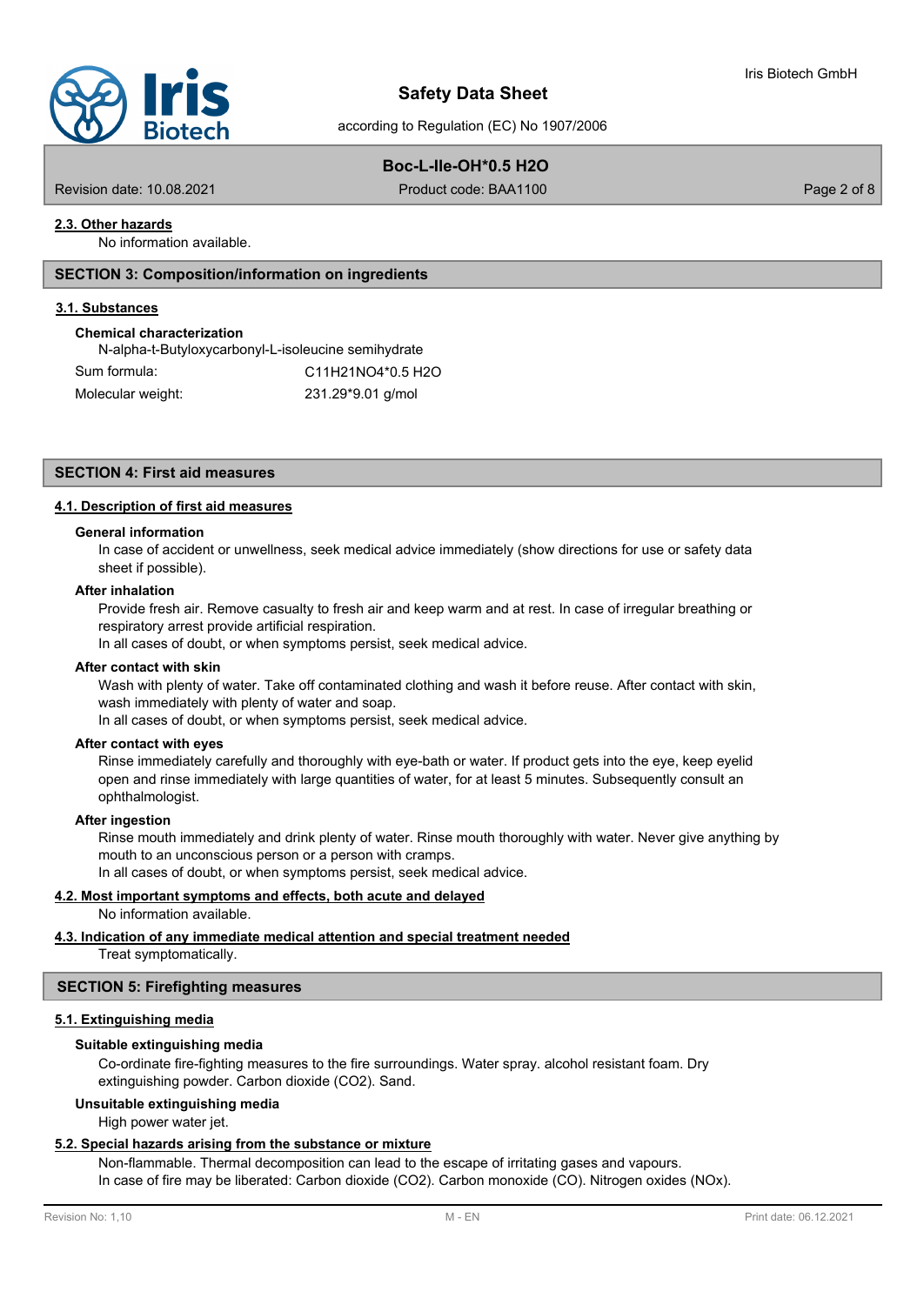### 2.3. Other hazards

No information available.

## SECTION 3: Composition/information on ingredients

### 3.1. Substances

**Chemical characterization**

N-alpha-t-Butyloxycarbonyl-L-isoleucine semihydrate

| | |
|---|---|
| Sum formula: | $C_{11}H_{21}NO_4 \cdot 0.5\ H_2O$ |
| Molecular weight: | 231.29*9.01 g/mol |

## SECTION 4: First aid measures

### 4.1. Description of first aid measures

**General information**

In case of accident or unwellness, seek medical advice immediately (show directions for use or safety data sheet if possible).

**After inhalation**

Provide fresh air. Remove casualty to fresh air and keep warm and at rest. In case of irregular breathing or respiratory arrest provide artificial respiration.
In all cases of doubt, or when symptoms persist, seek medical advice.

**After contact with skin**

Wash with plenty of water. Take off contaminated clothing and wash it before reuse. After contact with skin, wash immediately with plenty of water and soap.
In all cases of doubt, or when symptoms persist, seek medical advice.

**After contact with eyes**

Rinse immediately carefully and thoroughly with eye-bath or water. If product gets into the eye, keep eyelid open and rinse immediately with large quantities of water, for at least 5 minutes. Subsequently consult an ophthalmologist.

**After ingestion**

Rinse mouth immediately and drink plenty of water. Rinse mouth thoroughly with water. Never give anything by mouth to an unconscious person or a person with cramps.
In all cases of doubt, or when symptoms persist, seek medical advice.

### 4.2. Most important symptoms and effects, both acute and delayed

No information available.

### 4.3. Indication of any immediate medical attention and special treatment needed

Treat symptomatically.

## SECTION 5: Firefighting measures

### 5.1. Extinguishing media

**Suitable extinguishing media**

Co-ordinate fire-fighting measures to the fire surroundings. Water spray. alcohol resistant foam. Dry extinguishing powder. Carbon dioxide ($CO_2$). Sand.

**Unsuitable extinguishing media**

High power water jet.

### 5.2. Special hazards arising from the substance or mixture

Non-flammable. Thermal decomposition can lead to the escape of irritating gases and vapours.
In case of fire may be liberated: Carbon dioxide ($CO_2$). Carbon monoxide (CO). Nitrogen oxides ($NO_x$).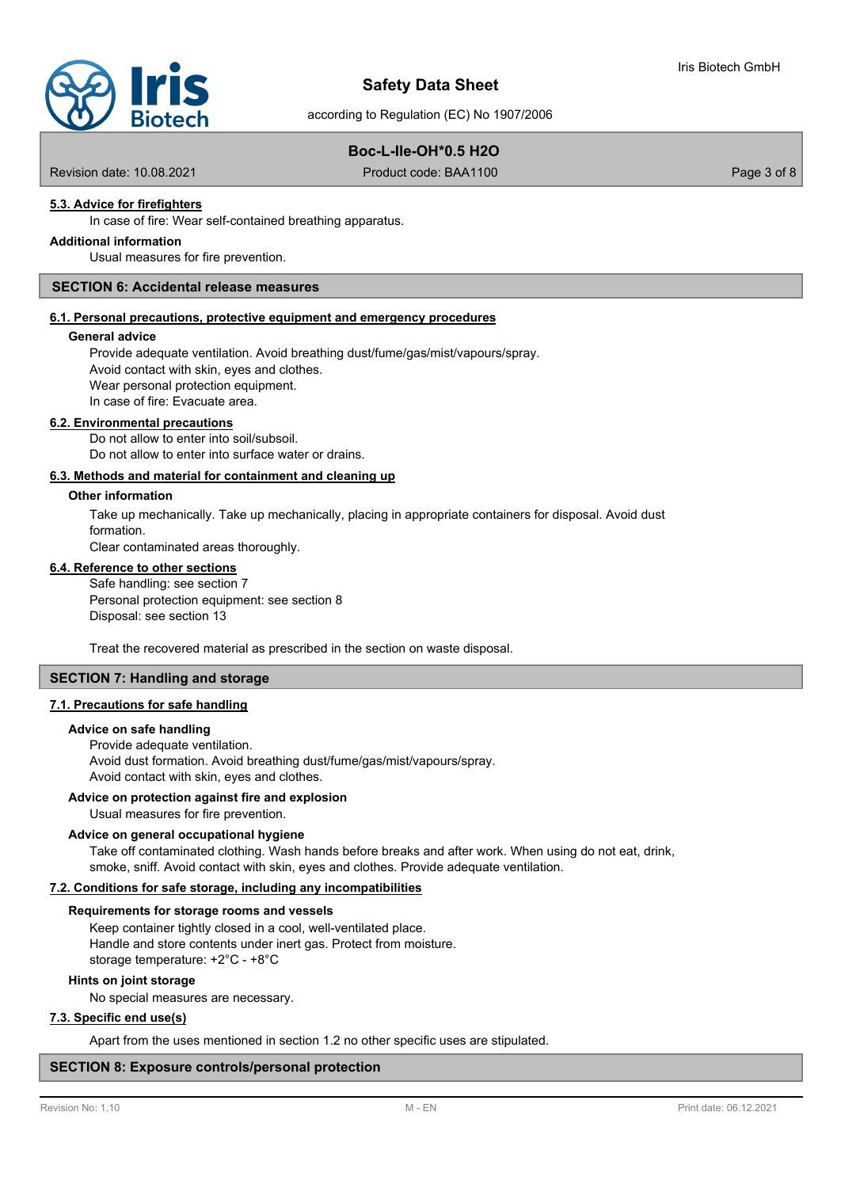### 5.3. Advice for firefighters

In case of fire: Wear self-contained breathing apparatus.

**Additional information**

Usual measures for fire prevention.

## SECTION 6: Accidental release measures

### 6.1. Personal precautions, protective equipment and emergency procedures

**General advice**

Provide adequate ventilation. Avoid breathing dust/fume/gas/mist/vapours/spray.
Avoid contact with skin, eyes and clothes.
Wear personal protection equipment.
In case of fire: Evacuate area.

### 6.2. Environmental precautions

Do not allow to enter into soil/subsoil.
Do not allow to enter into surface water or drains.

### 6.3. Methods and material for containment and cleaning up

**Other information**

Take up mechanically. Take up mechanically, placing in appropriate containers for disposal. Avoid dust formation.
Clear contaminated areas thoroughly.

### 6.4. Reference to other sections

Safe handling: see section 7
Personal protection equipment: see section 8
Disposal: see section 13

Treat the recovered material as prescribed in the section on waste disposal.

## SECTION 7: Handling and storage

### 7.1. Precautions for safe handling

**Advice on safe handling**

Provide adequate ventilation.
Avoid dust formation. Avoid breathing dust/fume/gas/mist/vapours/spray.
Avoid contact with skin, eyes and clothes.

**Advice on protection against fire and explosion**

Usual measures for fire prevention.

**Advice on general occupational hygiene**

Take off contaminated clothing. Wash hands before breaks and after work. When using do not eat, drink, smoke, sniff. Avoid contact with skin, eyes and clothes. Provide adequate ventilation.

### 7.2. Conditions for safe storage, including any incompatibilities

**Requirements for storage rooms and vessels**

Keep container tightly closed in a cool, well-ventilated place.
Handle and store contents under inert gas. Protect from moisture.
storage temperature: +2°C - +8°C

**Hints on joint storage**

No special measures are necessary.

### 7.3. Specific end use(s)

Apart from the uses mentioned in section 1.2 no other specific uses are stipulated.

## SECTION 8: Exposure controls/personal protection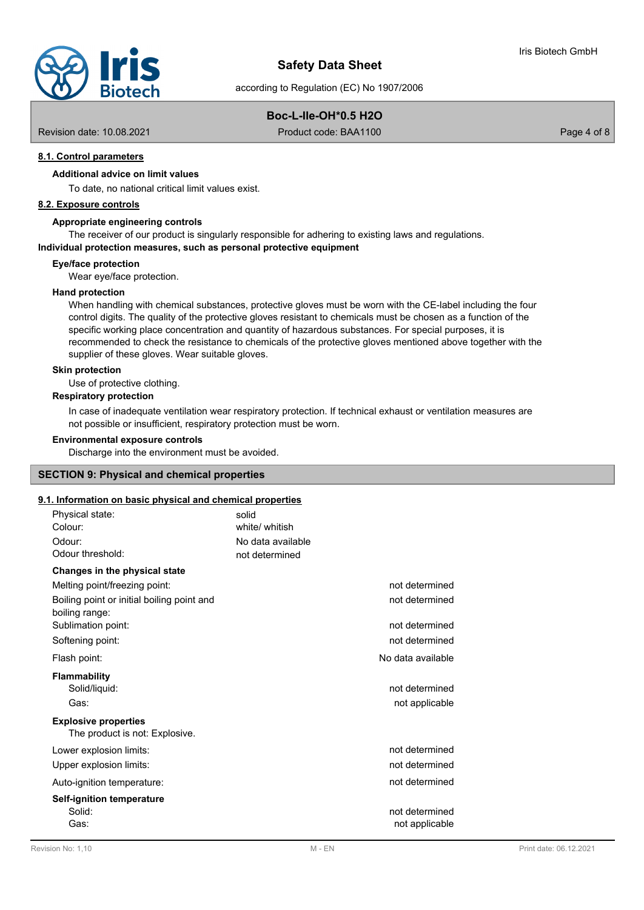#### 8.1. Control parameters

**Additional advice on limit values**

To date, no national critical limit values exist.

#### 8.2. Exposure controls

**Appropriate engineering controls**

The receiver of our product is singularly responsible for adhering to existing laws and regulations.

**Individual protection measures, such as personal protective equipment**

**Eye/face protection**

Wear eye/face protection.

**Hand protection**

When handling with chemical substances, protective gloves must be worn with the CE-label including the four control digits. The quality of the protective gloves resistant to chemicals must be chosen as a function of the specific working place concentration and quantity of hazardous substances. For special purposes, it is recommended to check the resistance to chemicals of the protective gloves mentioned above together with the supplier of these gloves. Wear suitable gloves.

**Skin protection**

Use of protective clothing.

**Respiratory protection**

In case of inadequate ventilation wear respiratory protection. If technical exhaust or ventilation measures are not possible or insufficient, respiratory protection must be worn.

**Environmental exposure controls**

Discharge into the environment must be avoided.

## SECTION 9: Physical and chemical properties

#### 9.1. Information on basic physical and chemical properties

| | |
|---|---|
| Physical state: | solid |
| Colour: | white/ whitish |
| Odour: | No data available |
| Odour threshold: | not determined |

**Changes in the physical state**

| | |
|---|---|
| Melting point/freezing point: | not determined |
| Boiling point or initial boiling point and boiling range: | not determined |
| Sublimation point: | not determined |
| Softening point: | not determined |
| Flash point: | No data available |

**Flammability**

| | |
|---|---|
| Solid/liquid: | not determined |
| Gas: | not applicable |

**Explosive properties**

The product is not: Explosive.

| | |
|---|---|
| Lower explosion limits: | not determined |
| Upper explosion limits: | not determined |
| Auto-ignition temperature: | not determined |

**Self-ignition temperature**

| | |
|---|---|
| Solid: | not determined |
| Gas: | not applicable |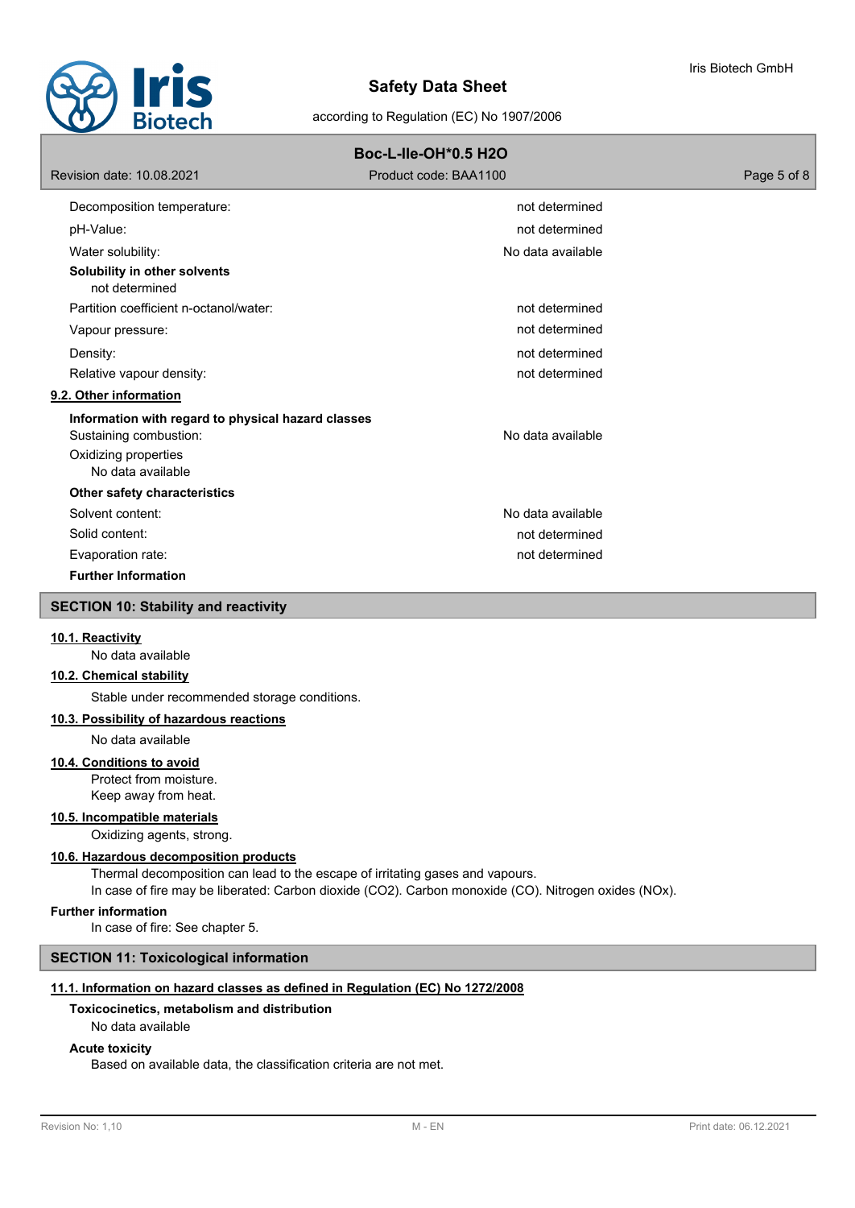| | |
|---|---|
| Decomposition temperature: | not determined |
| pH-Value: | not determined |
| Water solubility: | No data available |

**Solubility in other solvents**

not determined

| | |
|---|---|
| Partition coefficient n-octanol/water: | not determined |
| Vapour pressure: | not determined |
| Density: | not determined |
| Relative vapour density: | not determined |

### 9.2. Other information

**Information with regard to physical hazard classes**

| | |
|---|---|
| Sustaining combustion: | No data available |

Oxidizing properties

No data available

**Other safety characteristics**

| | |
|---|---|
| Solvent content: | No data available |
| Solid content: | not determined |
| Evaporation rate: | not determined |

**Further Information**

## SECTION 10: Stability and reactivity

### 10.1. Reactivity

No data available

### 10.2. Chemical stability

Stable under recommended storage conditions.

### 10.3. Possibility of hazardous reactions

No data available

### 10.4. Conditions to avoid

Protect from moisture.
Keep away from heat.

### 10.5. Incompatible materials

Oxidizing agents, strong.

### 10.6. Hazardous decomposition products

Thermal decomposition can lead to the escape of irritating gases and vapours.
In case of fire may be liberated: Carbon dioxide ($CO_2$). Carbon monoxide (CO). Nitrogen oxides (NOx).

**Further information**

In case of fire: See chapter 5.

## SECTION 11: Toxicological information

### 11.1. Information on hazard classes as defined in Regulation (EC) No 1272/2008

**Toxicocinetics, metabolism and distribution**

No data available

**Acute toxicity**

Based on available data, the classification criteria are not met.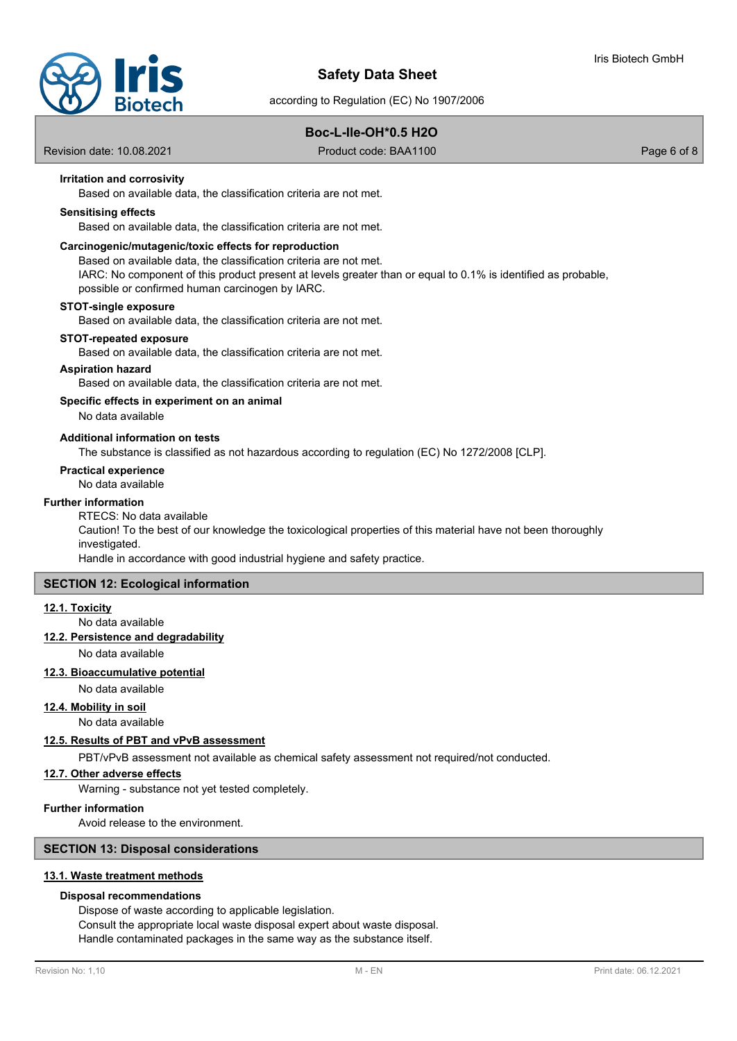**Irritation and corrosivity**

Based on available data, the classification criteria are not met.

**Sensitising effects**

Based on available data, the classification criteria are not met.

**Carcinogenic/mutagenic/toxic effects for reproduction**

Based on available data, the classification criteria are not met.
IARC: No component of this product present at levels greater than or equal to 0.1% is identified as probable, possible or confirmed human carcinogen by IARC.

**STOT-single exposure**

Based on available data, the classification criteria are not met.

**STOT-repeated exposure**

Based on available data, the classification criteria are not met.

**Aspiration hazard**

Based on available data, the classification criteria are not met.

**Specific effects in experiment on an animal**

No data available

**Additional information on tests**

The substance is classified as not hazardous according to regulation (EC) No 1272/2008 [CLP].

**Practical experience**

No data available

**Further information**

RTECS: No data available
Caution! To the best of our knowledge the toxicological properties of this material have not been thoroughly investigated.
Handle in accordance with good industrial hygiene and safety practice.

## SECTION 12: Ecological information

### 12.1. Toxicity

No data available

### 12.2. Persistence and degradability

No data available

### 12.3. Bioaccumulative potential

No data available

### 12.4. Mobility in soil

No data available

### 12.5. Results of PBT and vPvB assessment

PBT/vPvB assessment not available as chemical safety assessment not required/not conducted.

### 12.7. Other adverse effects

Warning - substance not yet tested completely.

**Further information**

Avoid release to the environment.

## SECTION 13: Disposal considerations

### 13.1. Waste treatment methods

**Disposal recommendations**

Dispose of waste according to applicable legislation.
Consult the appropriate local waste disposal expert about waste disposal.
Handle contaminated packages in the same way as the substance itself.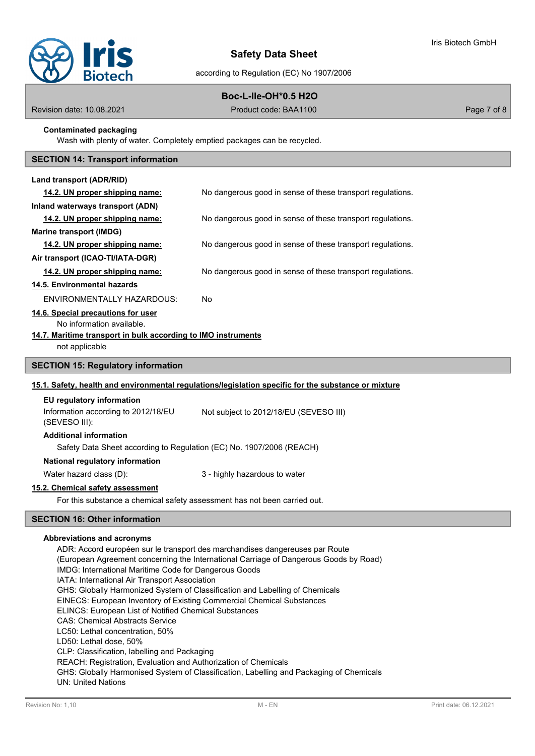**Contaminated packaging**

Wash with plenty of water. Completely emptied packages can be recycled.

## SECTION 14: Transport information

**Land transport (ADR/RID)**

| | |
|---|---|
| **14.2. UN proper shipping name:** | No dangerous good in sense of these transport regulations. |

**Inland waterways transport (ADN)**

| | |
|---|---|
| **14.2. UN proper shipping name:** | No dangerous good in sense of these transport regulations. |

**Marine transport (IMDG)**

| | |
|---|---|
| **14.2. UN proper shipping name:** | No dangerous good in sense of these transport regulations. |

**Air transport (ICAO-TI/IATA-DGR)**

| | |
|---|---|
| **14.2. UN proper shipping name:** | No dangerous good in sense of these transport regulations. |

**14.5. Environmental hazards**

ENVIRONMENTALLY HAZARDOUS: No

**14.6. Special precautions for user**

No information available.

**14.7. Maritime transport in bulk according to IMO instruments**

not applicable

## SECTION 15: Regulatory information

**15.1. Safety, health and environmental regulations/legislation specific for the substance or mixture**

**EU regulatory information**

| | |
|---|---|
| Information according to 2012/18/EU (SEVESO III): | Not subject to 2012/18/EU (SEVESO III) |

**Additional information**

Safety Data Sheet according to Regulation (EC) No. 1907/2006 (REACH)

**National regulatory information**

| | |
|---|---|
| Water hazard class (D): | 3 - highly hazardous to water |

**15.2. Chemical safety assessment**

For this substance a chemical safety assessment has not been carried out.

## SECTION 16: Other information

**Abbreviations and acronyms**

ADR: Accord européen sur le transport des marchandises dangereuses par Route
(European Agreement concerning the International Carriage of Dangerous Goods by Road)
IMDG: International Maritime Code for Dangerous Goods
IATA: International Air Transport Association
GHS: Globally Harmonized System of Classification and Labelling of Chemicals
EINECS: European Inventory of Existing Commercial Chemical Substances
ELINCS: European List of Notified Chemical Substances
CAS: Chemical Abstracts Service
LC50: Lethal concentration, 50%
LD50: Lethal dose, 50%
CLP: Classification, labelling and Packaging
REACH: Registration, Evaluation and Authorization of Chemicals
GHS: Globally Harmonised System of Classification, Labelling and Packaging of Chemicals
UN: United Nations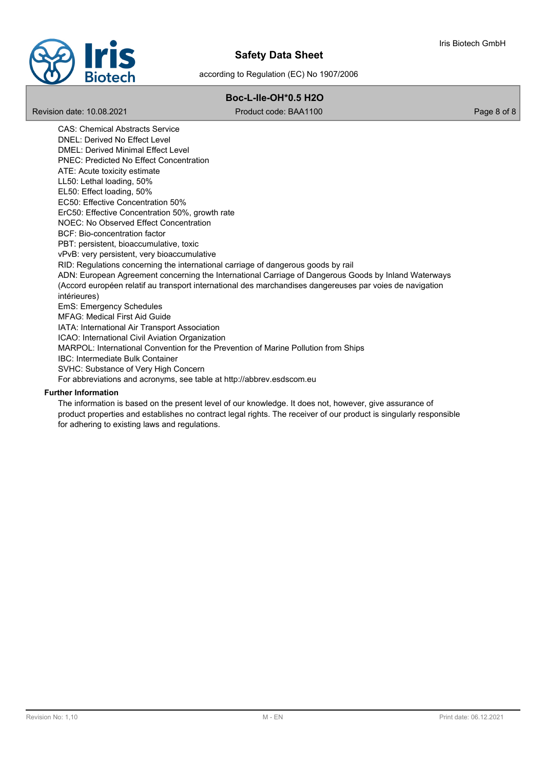CAS: Chemical Abstracts Service
DNEL: Derived No Effect Level
DMEL: Derived Minimal Effect Level
PNEC: Predicted No Effect Concentration
ATE: Acute toxicity estimate
LL50: Lethal loading, 50%
EL50: Effect loading, 50%
EC50: Effective Concentration 50%
ErC50: Effective Concentration 50%, growth rate
NOEC: No Observed Effect Concentration
BCF: Bio-concentration factor
PBT: persistent, bioaccumulative, toxic
vPvB: very persistent, very bioaccumulative
RID: Regulations concerning the international carriage of dangerous goods by rail
ADN: European Agreement concerning the International Carriage of Dangerous Goods by Inland Waterways (Accord européen relatif au transport international des marchandises dangereuses par voies de navigation intérieures)
EmS: Emergency Schedules
MFAG: Medical First Aid Guide
IATA: International Air Transport Association
ICAO: International Civil Aviation Organization
MARPOL: International Convention for the Prevention of Marine Pollution from Ships
IBC: Intermediate Bulk Container
SVHC: Substance of Very High Concern
For abbreviations and acronyms, see table at http://abbrev.esdscom.eu

**Further Information**

The information is based on the present level of our knowledge. It does not, however, give assurance of product properties and establishes no contract legal rights. The receiver of our product is singularly responsible for adhering to existing laws and regulations.